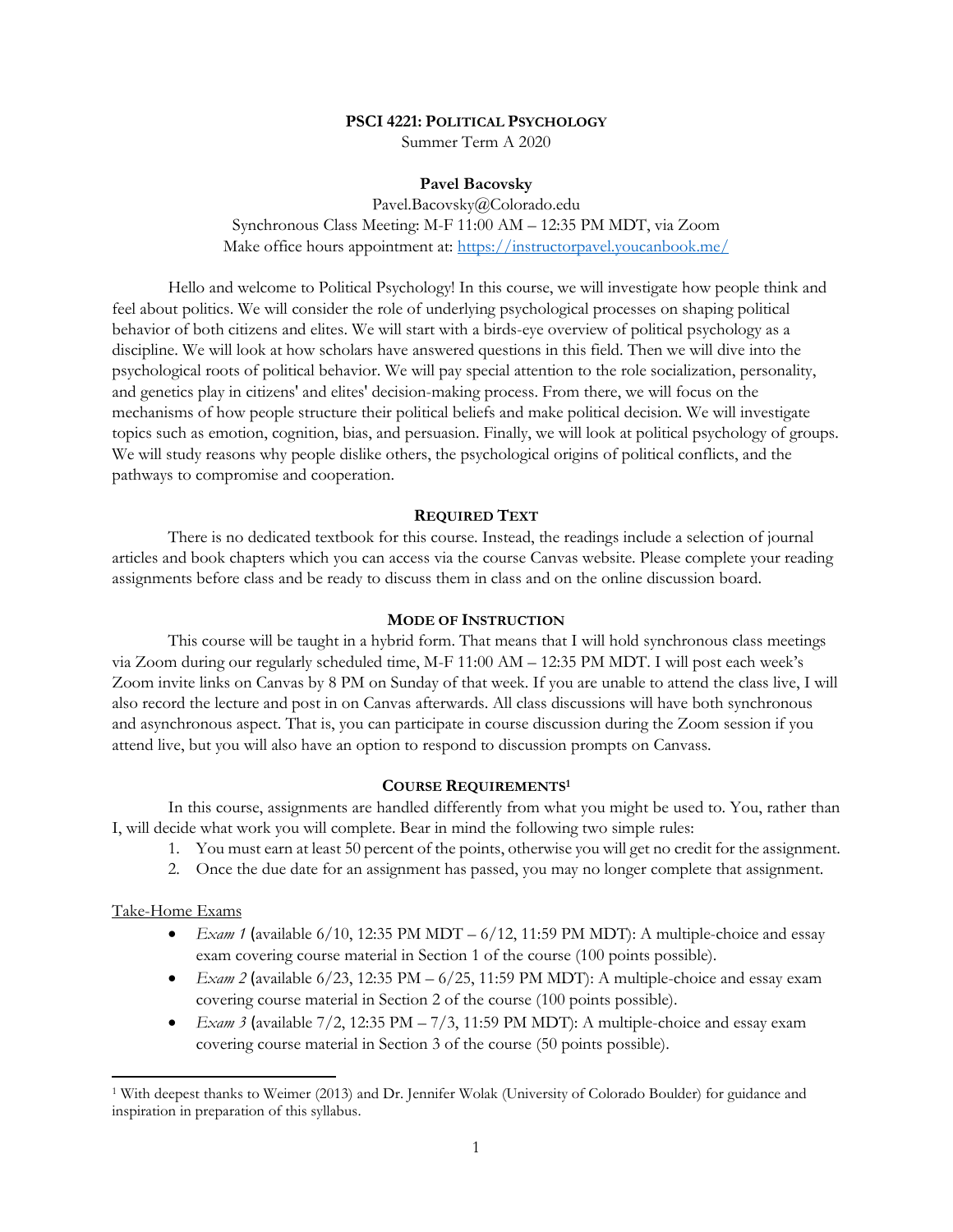# PSCI 4221: Political Psychology

Summer Term A 2020

**Pavel Bacovsky**

Pavel.Bacovsky@Colorado.edu

Synchronous Class Meeting: M-F 11:00 AM – 12:35 PM MDT, via Zoom

Make office hours appointment at: https://instructorpavel.youcanbook.me/

Hello and welcome to Political Psychology! In this course, we will investigate how people think and feel about politics. We will consider the role of underlying psychological processes on shaping political behavior of both citizens and elites. We will start with a birds-eye overview of political psychology as a discipline. We will look at how scholars have answered questions in this field. Then we will dive into the psychological roots of political behavior. We will pay special attention to the role socialization, personality, and genetics play in citizens' and elites' decision-making process. From there, we will focus on the mechanisms of how people structure their political beliefs and make political decision. We will investigate topics such as emotion, cognition, bias, and persuasion. Finally, we will look at political psychology of groups. We will study reasons why people dislike others, the psychological origins of political conflicts, and the pathways to compromise and cooperation.

## Required Text

There is no dedicated textbook for this course. Instead, the readings include a selection of journal articles and book chapters which you can access via the course Canvas website. Please complete your reading assignments before class and be ready to discuss them in class and on the online discussion board.

## Mode of Instruction

This course will be taught in a hybrid form. That means that I will hold synchronous class meetings via Zoom during our regularly scheduled time, M-F 11:00 AM – 12:35 PM MDT. I will post each week's Zoom invite links on Canvas by 8 PM on Sunday of that week. If you are unable to attend the class live, I will also record the lecture and post in on Canvas afterwards. All class discussions will have both synchronous and asynchronous aspect. That is, you can participate in course discussion during the Zoom session if you attend live, but you will also have an option to respond to discussion prompts on Canvass.

## Course Requirements[1]

In this course, assignments are handled differently from what you might be used to. You, rather than I, will decide what work you will complete. Bear in mind the following two simple rules:

1. You must earn at least 50 percent of the points, otherwise you will get no credit for the assignment.
2. Once the due date for an assignment has passed, you may no longer complete that assignment.

Take-Home Exams

- *Exam 1* (available 6/10, 12:35 PM MDT – 6/12, 11:59 PM MDT): A multiple-choice and essay exam covering course material in Section 1 of the course (100 points possible).
- *Exam 2* (available 6/23, 12:35 PM – 6/25, 11:59 PM MDT): A multiple-choice and essay exam covering course material in Section 2 of the course (100 points possible).
- *Exam 3* (available 7/2, 12:35 PM – 7/3, 11:59 PM MDT): A multiple-choice and essay exam covering course material in Section 3 of the course (50 points possible).

[1] With deepest thanks to Weimer (2013) and Dr. Jennifer Wolak (University of Colorado Boulder) for guidance and inspiration in preparation of this syllabus.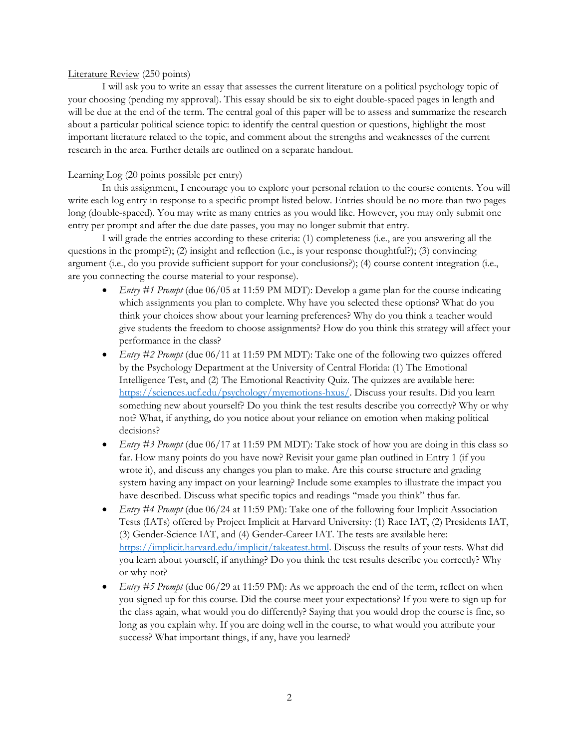<u>Literature Review</u> (250 points)

I will ask you to write an essay that assesses the current literature on a political psychology topic of your choosing (pending my approval). This essay should be six to eight double-spaced pages in length and will be due at the end of the term. The central goal of this paper will be to assess and summarize the research about a particular political science topic: to identify the central question or questions, highlight the most important literature related to the topic, and comment about the strengths and weaknesses of the current research in the area. Further details are outlined on a separate handout.

<u>Learning Log</u> (20 points possible per entry)

In this assignment, I encourage you to explore your personal relation to the course contents. You will write each log entry in response to a specific prompt listed below. Entries should be no more than two pages long (double-spaced). You may write as many entries as you would like. However, you may only submit one entry per prompt and after the due date passes, you may no longer submit that entry.

I will grade the entries according to these criteria: (1) completeness (i.e., are you answering all the questions in the prompt?); (2) insight and reflection (i.e., is your response thoughtful?); (3) convincing argument (i.e., do you provide sufficient support for your conclusions?); (4) course content integration (i.e., are you connecting the course material to your response).

- *Entry #1 Prompt* (due 06/05 at 11:59 PM MDT): Develop a game plan for the course indicating which assignments you plan to complete. Why have you selected these options? What do you think your choices show about your learning preferences? Why do you think a teacher would give students the freedom to choose assignments? How do you think this strategy will affect your performance in the class?
- *Entry #2 Prompt* (due 06/11 at 11:59 PM MDT): Take one of the following two quizzes offered by the Psychology Department at the University of Central Florida: (1) The Emotional Intelligence Test, and (2) The Emotional Reactivity Quiz. The quizzes are available here: https://sciences.ucf.edu/psychology/myemotions-hxus/. Discuss your results. Did you learn something new about yourself? Do you think the test results describe you correctly? Why or why not? What, if anything, do you notice about your reliance on emotion when making political decisions?
- *Entry #3 Prompt* (due 06/17 at 11:59 PM MDT): Take stock of how you are doing in this class so far. How many points do you have now? Revisit your game plan outlined in Entry 1 (if you wrote it), and discuss any changes you plan to make. Are this course structure and grading system having any impact on your learning? Include some examples to illustrate the impact you have described. Discuss what specific topics and readings "made you think" thus far.
- *Entry #4 Prompt* (due 06/24 at 11:59 PM): Take one of the following four Implicit Association Tests (IATs) offered by Project Implicit at Harvard University: (1) Race IAT, (2) Presidents IAT, (3) Gender-Science IAT, and (4) Gender-Career IAT. The tests are available here: https://implicit.harvard.edu/implicit/takeatest.html. Discuss the results of your tests. What did you learn about yourself, if anything? Do you think the test results describe you correctly? Why or why not?
- *Entry #5 Prompt* (due 06/29 at 11:59 PM): As we approach the end of the term, reflect on when you signed up for this course. Did the course meet your expectations? If you were to sign up for the class again, what would you do differently? Saying that you would drop the course is fine, so long as you explain why. If you are doing well in the course, to what would you attribute your success? What important things, if any, have you learned?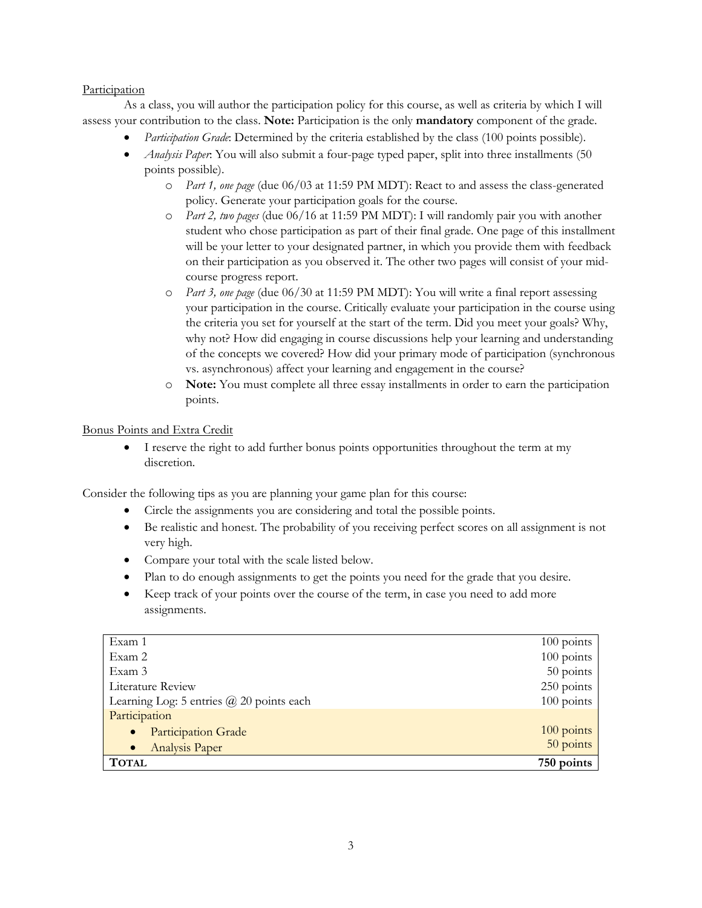Participation

As a class, you will author the participation policy for this course, as well as criteria by which I will assess your contribution to the class. **Note:** Participation is the only **mandatory** component of the grade.

- *Participation Grade*: Determined by the criteria established by the class (100 points possible).
- *Analysis Paper*: You will also submit a four-page typed paper, split into three installments (50 points possible).
  - *Part 1, one page* (due 06/03 at 11:59 PM MDT): React to and assess the class-generated policy. Generate your participation goals for the course.
  - *Part 2, two pages* (due 06/16 at 11:59 PM MDT): I will randomly pair you with another student who chose participation as part of their final grade. One page of this installment will be your letter to your designated partner, in which you provide them with feedback on their participation as you observed it. The other two pages will consist of your mid-course progress report.
  - *Part 3, one page* (due 06/30 at 11:59 PM MDT): You will write a final report assessing your participation in the course. Critically evaluate your participation in the course using the criteria you set for yourself at the start of the term. Did you meet your goals? Why, why not? How did engaging in course discussions help your learning and understanding of the concepts we covered? How did your primary mode of participation (synchronous vs. asynchronous) affect your learning and engagement in the course?
  - **Note:** You must complete all three essay installments in order to earn the participation points.

Bonus Points and Extra Credit

- I reserve the right to add further bonus points opportunities throughout the term at my discretion.

Consider the following tips as you are planning your game plan for this course:

- Circle the assignments you are considering and total the possible points.
- Be realistic and honest. The probability of you receiving perfect scores on all assignment is not very high.
- Compare your total with the scale listed below.
- Plan to do enough assignments to get the points you need for the grade that you desire.
- Keep track of your points over the course of the term, in case you need to add more assignments.

| | |
|---|---|
| Exam 1 | 100 points |
| Exam 2 | 100 points |
| Exam 3 | 50 points |
| Literature Review | 250 points |
| Learning Log: 5 entries @ 20 points each | 100 points |
| Participation | |
| • Participation Grade | 100 points |
| • Analysis Paper | 50 points |
| **TOTAL** | **750 points** |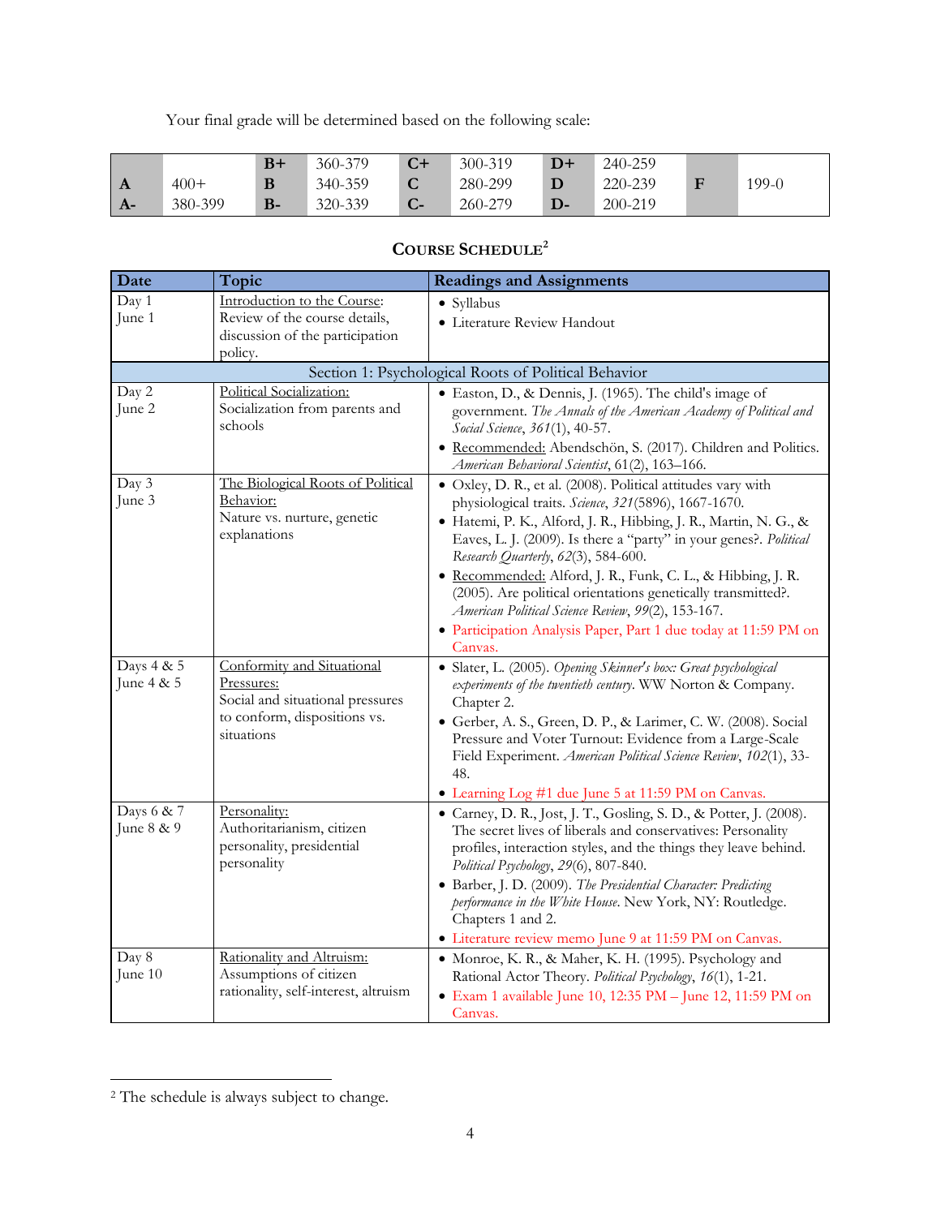Your final grade will be determined based on the following scale:

| | | | | | | | | | |
|---|---|---|---|---|---|---|---|---|---|
| **A** | 400+ | **B+** | 360-379 | **C+** | 300-319 | **D+** | 240-259 | **F** | 199-0 |
| **A-** | 380-399 | **B** | 340-359 | **C** | 280-299 | **D** | 220-239 | | |
| | | **B-** | 320-339 | **C-** | 260-279 | **D-** | 200-219 | | |

## COURSE SCHEDULE[2]

| Date | Topic | Readings and Assignments |
|---|---|---|
| Day 1<br>June 1 | Introduction to the Course: Review of the course details, discussion of the participation policy. | • Syllabus<br>• Literature Review Handout |
| | Section 1: Psychological Roots of Political Behavior | |
| Day 2<br>June 2 | Political Socialization: Socialization from parents and schools | • Easton, D., & Dennis, J. (1965). The child's image of government. *The Annals of the American Academy of Political and Social Science*, *361*(1), 40-57.<br>• Recommended: Abendschön, S. (2017). Children and Politics. *American Behavioral Scientist*, 61(2), 163–166. |
| Day 3<br>June 3 | The Biological Roots of Political Behavior: Nature vs. nurture, genetic explanations | • Oxley, D. R., et al. (2008). Political attitudes vary with physiological traits. *Science*, *321*(5896), 1667-1670.<br>• Hatemi, P. K., Alford, J. R., Hibbing, J. R., Martin, N. G., & Eaves, L. J. (2009). Is there a "party" in your genes?. *Political Research Quarterly*, *62*(3), 584-600.<br>• Recommended: Alford, J. R., Funk, C. L., & Hibbing, J. R. (2005). Are political orientations genetically transmitted?. *American Political Science Review*, *99*(2), 153-167.<br>• Participation Analysis Paper, Part 1 due today at 11:59 PM on Canvas. |
| Days 4 & 5<br>June 4 & 5 | Conformity and Situational Pressures: Social and situational pressures to conform, dispositions vs. situations | • Slater, L. (2005). *Opening Skinner's box: Great psychological experiments of the twentieth century*. WW Norton & Company. Chapter 2.<br>• Gerber, A. S., Green, D. P., & Larimer, C. W. (2008). Social Pressure and Voter Turnout: Evidence from a Large-Scale Field Experiment. *American Political Science Review*, *102*(1), 33-48.<br>• Learning Log #1 due June 5 at 11:59 PM on Canvas. |
| Days 6 & 7<br>June 8 & 9 | Personality: Authoritarianism, citizen personality, presidential personality | • Carney, D. R., Jost, J. T., Gosling, S. D., & Potter, J. (2008). The secret lives of liberals and conservatives: Personality profiles, interaction styles, and the things they leave behind. *Political Psychology*, *29*(6), 807-840.<br>• Barber, J. D. (2009). *The Presidential Character: Predicting performance in the White House*. New York, NY: Routledge. Chapters 1 and 2.<br>• Literature review memo June 9 at 11:59 PM on Canvas. |
| Day 8<br>June 10 | Rationality and Altruism: Assumptions of citizen rationality, self-interest, altruism | • Monroe, K. R., & Maher, K. H. (1995). Psychology and Rational Actor Theory. *Political Psychology*, *16*(1), 1-21.<br>• Exam 1 available June 10, 12:35 PM – June 12, 11:59 PM on Canvas. |

[2] The schedule is always subject to change.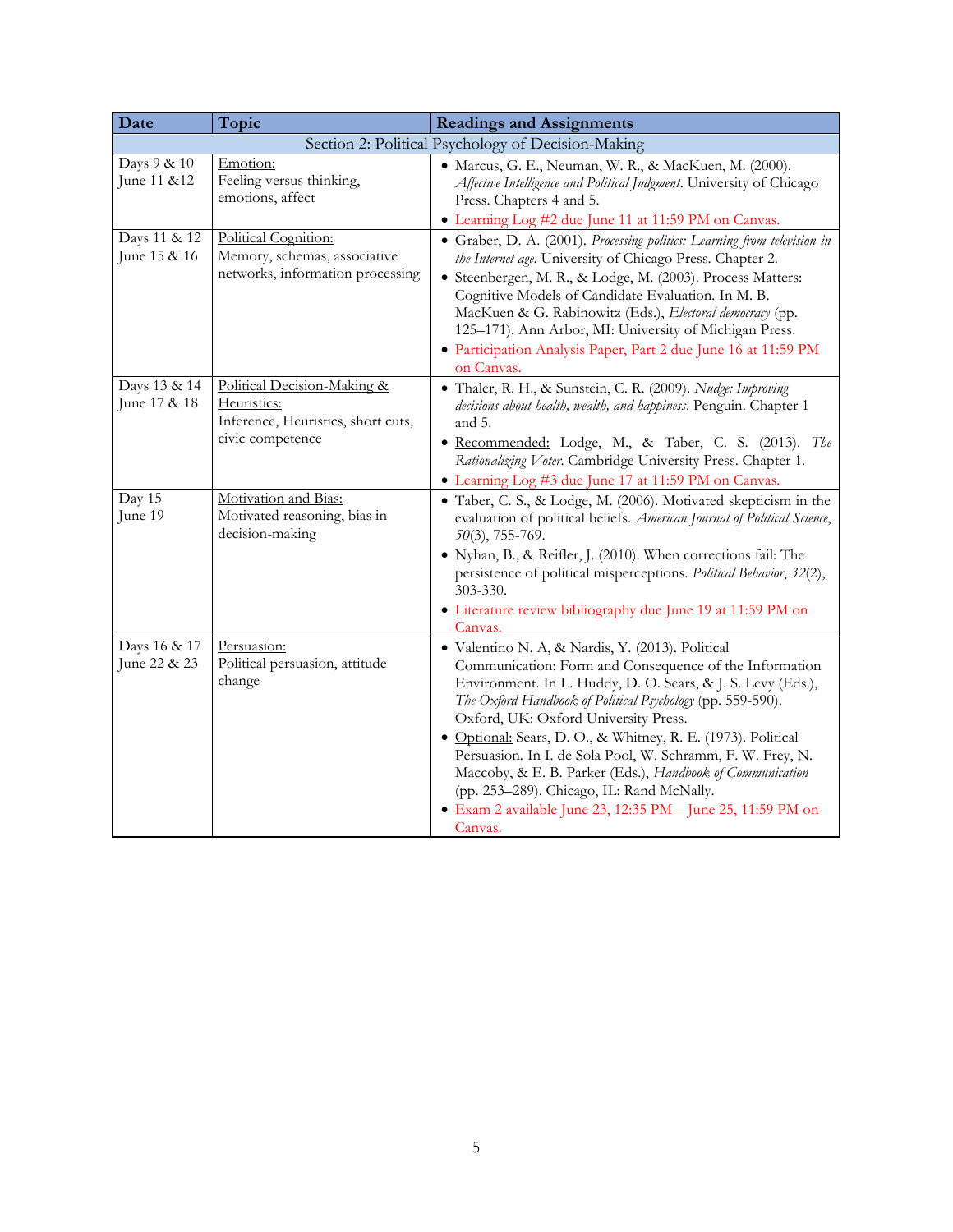| Date | Topic | Readings and Assignments |
|---|---|---|
| Section 2: Political Psychology of Decision-Making | | |
| Days 9 & 10<br>June 11 &12 | Emotion:<br>Feeling versus thinking, emotions, affect | • Marcus, G. E., Neuman, W. R., & MacKuen, M. (2000). *Affective Intelligence and Political Judgment*. University of Chicago Press. Chapters 4 and 5.<br>• Learning Log #2 due June 11 at 11:59 PM on Canvas. |
| Days 11 & 12<br>June 15 & 16 | Political Cognition:<br>Memory, schemas, associative networks, information processing | • Graber, D. A. (2001). *Processing politics: Learning from television in the Internet age*. University of Chicago Press. Chapter 2.<br>• Steenbergen, M. R., & Lodge, M. (2003). Process Matters: Cognitive Models of Candidate Evaluation. In M. B. MacKuen & G. Rabinowitz (Eds.), *Electoral democracy* (pp. 125–171). Ann Arbor, MI: University of Michigan Press.<br>• Participation Analysis Paper, Part 2 due June 16 at 11:59 PM on Canvas. |
| Days 13 & 14<br>June 17 & 18 | Political Decision-Making & Heuristics:<br>Inference, Heuristics, short cuts, civic competence | • Thaler, R. H., & Sunstein, C. R. (2009). *Nudge: Improving decisions about health, wealth, and happiness*. Penguin. Chapter 1 and 5.<br>• Recommended: Lodge, M., & Taber, C. S. (2013). *The Rationalizing Voter*. Cambridge University Press. Chapter 1.<br>• Learning Log #3 due June 17 at 11:59 PM on Canvas. |
| Day 15<br>June 19 | Motivation and Bias:<br>Motivated reasoning, bias in decision-making | • Taber, C. S., & Lodge, M. (2006). Motivated skepticism in the evaluation of political beliefs. *American Journal of Political Science*, *50*(3), 755-769.<br>• Nyhan, B., & Reifler, J. (2010). When corrections fail: The persistence of political misperceptions. *Political Behavior*, *32*(2), 303-330.<br>• Literature review bibliography due June 19 at 11:59 PM on Canvas. |
| Days 16 & 17<br>June 22 & 23 | Persuasion:<br>Political persuasion, attitude change | • Valentino N. A, & Nardis, Y. (2013). Political Communication: Form and Consequence of the Information Environment. In L. Huddy, D. O. Sears, & J. S. Levy (Eds.), *The Oxford Handbook of Political Psychology* (pp. 559-590). Oxford, UK: Oxford University Press.<br>• Optional: Sears, D. O., & Whitney, R. E. (1973). Political Persuasion. In I. de Sola Pool, W. Schramm, F. W. Frey, N. Maccoby, & E. B. Parker (Eds.), *Handbook of Communication* (pp. 253–289). Chicago, IL: Rand McNally.<br>• Exam 2 available June 23, 12:35 PM – June 25, 11:59 PM on Canvas. |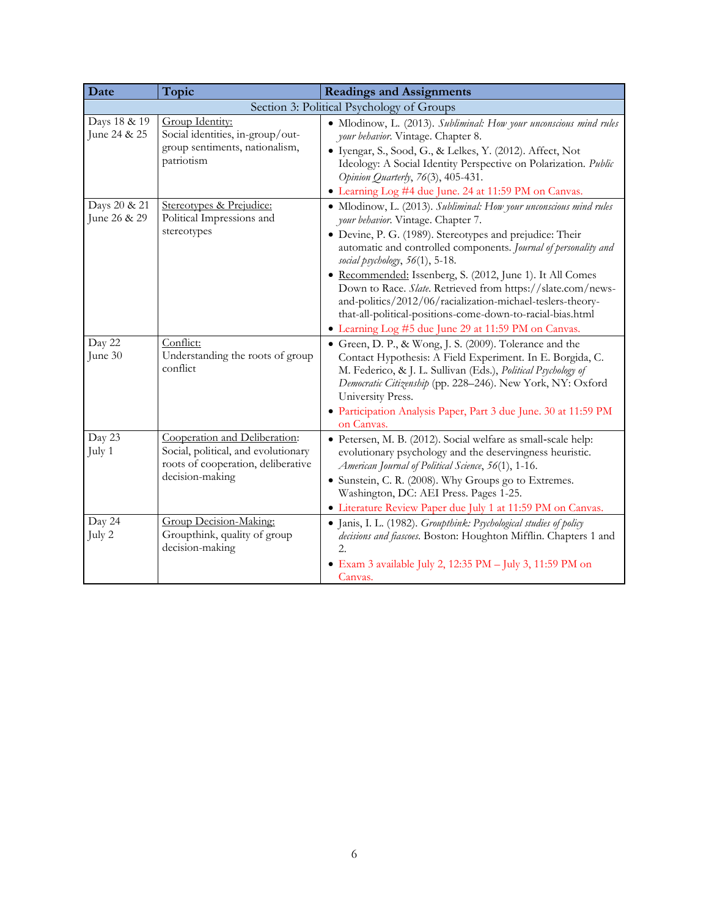| Date | Topic | Readings and Assignments |
|---|---|---|
| | Section 3: Political Psychology of Groups | |
| Days 18 & 19<br>June 24 & 25 | Group Identity:<br>Social identities, in-group/out-group sentiments, nationalism, patriotism | • Mlodinow, L. (2013). *Subliminal: How your unconscious mind rules your behavior*. Vintage. Chapter 8.<br>• Iyengar, S., Sood, G., & Lelkes, Y. (2012). Affect, Not Ideology: A Social Identity Perspective on Polarization. *Public Opinion Quarterly*, *76*(3), 405-431.<br>• Learning Log #4 due June. 24 at 11:59 PM on Canvas. |
| Days 20 & 21<br>June 26 & 29 | Stereotypes & Prejudice:<br>Political Impressions and stereotypes | • Mlodinow, L. (2013). *Subliminal: How your unconscious mind rules your behavior*. Vintage. Chapter 7.<br>• Devine, P. G. (1989). Stereotypes and prejudice: Their automatic and controlled components. *Journal of personality and social psychology*, *56*(1), 5-18.<br>• Recommended: Issenberg, S. (2012, June 1). It All Comes Down to Race. *Slate*. Retrieved from https://slate.com/news-and-politics/2012/06/racialization-michael-teslers-theory-that-all-political-positions-come-down-to-racial-bias.html<br>• Learning Log #5 due June 29 at 11:59 PM on Canvas. |
| Day 22<br>June 30 | Conflict:<br>Understanding the roots of group conflict | • Green, D. P., & Wong, J. S. (2009). Tolerance and the Contact Hypothesis: A Field Experiment. In E. Borgida, C. M. Federico, & J. L. Sullivan (Eds.), *Political Psychology of Democratic Citizenship* (pp. 228–246). New York, NY: Oxford University Press.<br>• Participation Analysis Paper, Part 3 due June. 30 at 11:59 PM on Canvas. |
| Day 23<br>July 1 | Cooperation and Deliberation:<br>Social, political, and evolutionary roots of cooperation, deliberative decision-making | • Petersen, M. B. (2012). Social welfare as small-scale help: evolutionary psychology and the deservingness heuristic. *American Journal of Political Science*, *56*(1), 1-16.<br>• Sunstein, C. R. (2008). Why Groups go to Extremes. Washington, DC: AEI Press. Pages 1-25.<br>• Literature Review Paper due July 1 at 11:59 PM on Canvas. |
| Day 24<br>July 2 | Group Decision-Making:<br>Groupthink, quality of group decision-making | • Janis, I. L. (1982). *Groupthink: Psychological studies of policy decisions and fiascoes*. Boston: Houghton Mifflin. Chapters 1 and 2.<br>• Exam 3 available July 2, 12:35 PM – July 3, 11:59 PM on Canvas. |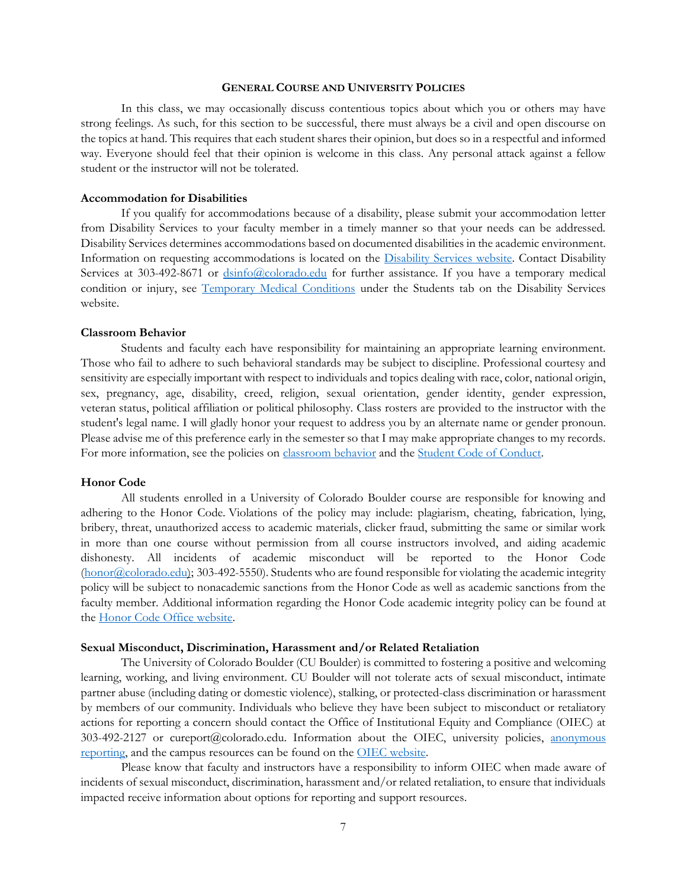## General Course and University Policies

In this class, we may occasionally discuss contentious topics about which you or others may have strong feelings. As such, for this section to be successful, there must always be a civil and open discourse on the topics at hand. This requires that each student shares their opinion, but does so in a respectful and informed way. Everyone should feel that their opinion is welcome in this class. Any personal attack against a fellow student or the instructor will not be tolerated.

### Accommodation for Disabilities

If you qualify for accommodations because of a disability, please submit your accommodation letter from Disability Services to your faculty member in a timely manner so that your needs can be addressed. Disability Services determines accommodations based on documented disabilities in the academic environment. Information on requesting accommodations is located on the Disability Services website. Contact Disability Services at 303-492-8671 or dsinfo@colorado.edu for further assistance. If you have a temporary medical condition or injury, see Temporary Medical Conditions under the Students tab on the Disability Services website.

### Classroom Behavior

Students and faculty each have responsibility for maintaining an appropriate learning environment. Those who fail to adhere to such behavioral standards may be subject to discipline. Professional courtesy and sensitivity are especially important with respect to individuals and topics dealing with race, color, national origin, sex, pregnancy, age, disability, creed, religion, sexual orientation, gender identity, gender expression, veteran status, political affiliation or political philosophy. Class rosters are provided to the instructor with the student's legal name. I will gladly honor your request to address you by an alternate name or gender pronoun. Please advise me of this preference early in the semester so that I may make appropriate changes to my records. For more information, see the policies on classroom behavior and the Student Code of Conduct.

### Honor Code

All students enrolled in a University of Colorado Boulder course are responsible for knowing and adhering to the Honor Code. Violations of the policy may include: plagiarism, cheating, fabrication, lying, bribery, threat, unauthorized access to academic materials, clicker fraud, submitting the same or similar work in more than one course without permission from all course instructors involved, and aiding academic dishonesty. All incidents of academic misconduct will be reported to the Honor Code (honor@colorado.edu); 303-492-5550). Students who are found responsible for violating the academic integrity policy will be subject to nonacademic sanctions from the Honor Code as well as academic sanctions from the faculty member. Additional information regarding the Honor Code academic integrity policy can be found at the Honor Code Office website.

### Sexual Misconduct, Discrimination, Harassment and/or Related Retaliation

The University of Colorado Boulder (CU Boulder) is committed to fostering a positive and welcoming learning, working, and living environment. CU Boulder will not tolerate acts of sexual misconduct, intimate partner abuse (including dating or domestic violence), stalking, or protected-class discrimination or harassment by members of our community. Individuals who believe they have been subject to misconduct or retaliatory actions for reporting a concern should contact the Office of Institutional Equity and Compliance (OIEC) at 303-492-2127 or cureport@colorado.edu. Information about the OIEC, university policies, anonymous reporting, and the campus resources can be found on the OIEC website.

Please know that faculty and instructors have a responsibility to inform OIEC when made aware of incidents of sexual misconduct, discrimination, harassment and/or related retaliation, to ensure that individuals impacted receive information about options for reporting and support resources.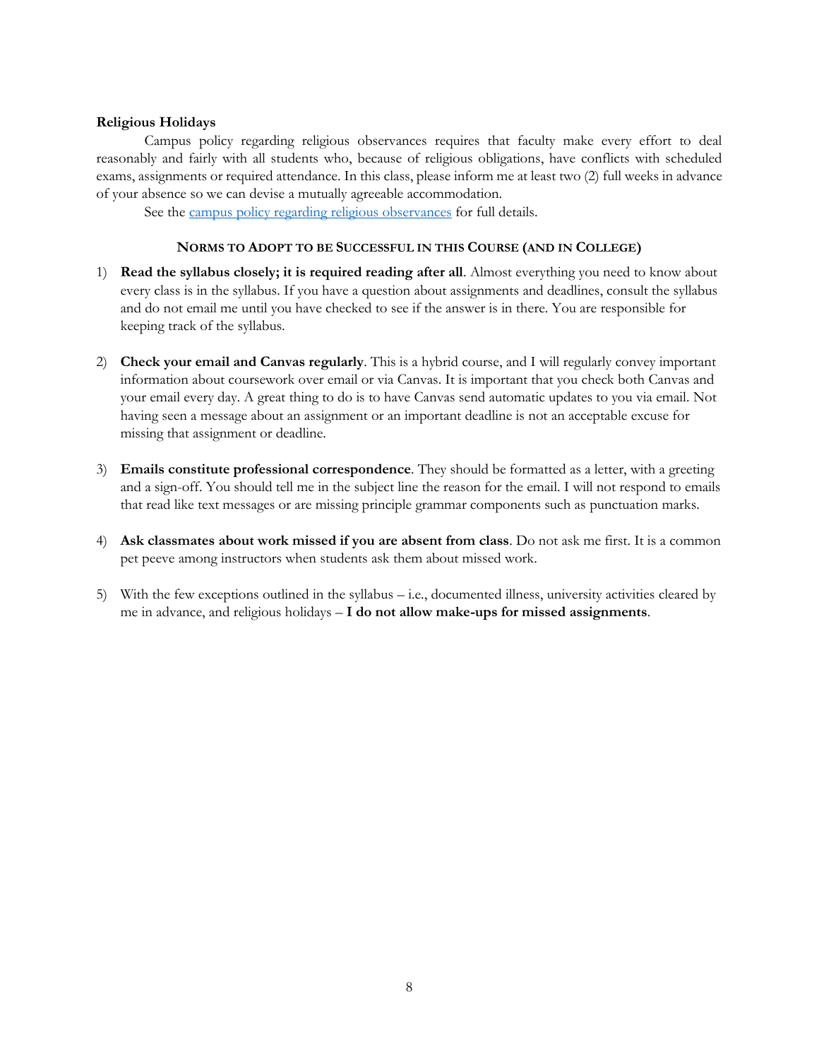**Religious Holidays**

Campus policy regarding religious observances requires that faculty make every effort to deal reasonably and fairly with all students who, because of religious obligations, have conflicts with scheduled exams, assignments or required attendance. In this class, please inform me at least two (2) full weeks in advance of your absence so we can devise a mutually agreeable accommodation.

See the [campus policy regarding religious observances]() for full details.

### NORMS TO ADOPT TO BE SUCCESSFUL IN THIS COURSE (AND IN COLLEGE)

1) **Read the syllabus closely; it is required reading after all**. Almost everything you need to know about every class is in the syllabus. If you have a question about assignments and deadlines, consult the syllabus and do not email me until you have checked to see if the answer is in there. You are responsible for keeping track of the syllabus.

2) **Check your email and Canvas regularly**. This is a hybrid course, and I will regularly convey important information about coursework over email or via Canvas. It is important that you check both Canvas and your email every day. A great thing to do is to have Canvas send automatic updates to you via email. Not having seen a message about an assignment or an important deadline is not an acceptable excuse for missing that assignment or deadline.

3) **Emails constitute professional correspondence**. They should be formatted as a letter, with a greeting and a sign-off. You should tell me in the subject line the reason for the email. I will not respond to emails that read like text messages or are missing principle grammar components such as punctuation marks.

4) **Ask classmates about work missed if you are absent from class**. Do not ask me first. It is a common pet peeve among instructors when students ask them about missed work.

5) With the few exceptions outlined in the syllabus – i.e., documented illness, university activities cleared by me in advance, and religious holidays – **I do not allow make-ups for missed assignments**.